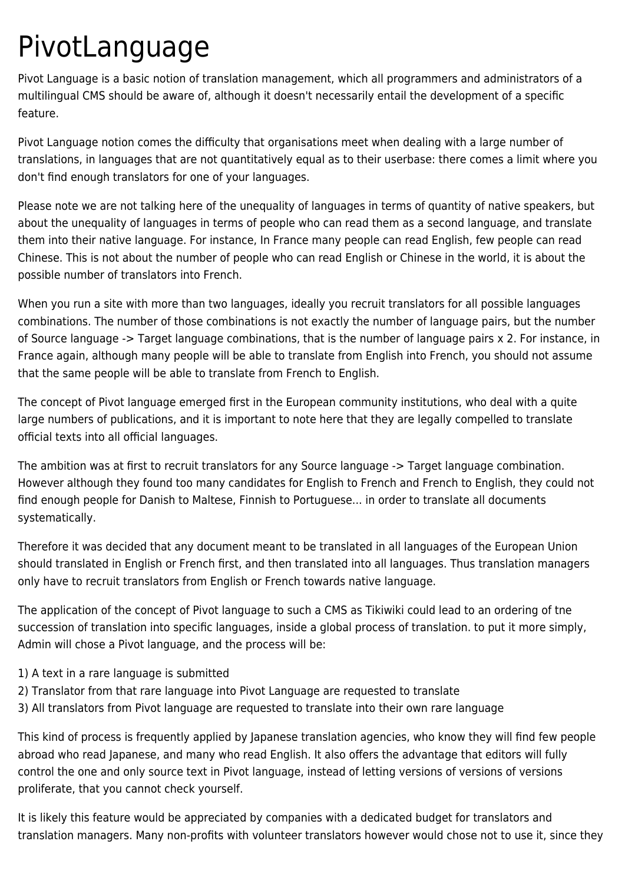# PivotLanguage

Pivot Language is a basic notion of translation management, which all programmers and administrators of a multilingual CMS should be aware of, although it doesn't necessarily entail the development of a specific feature.

Pivot Language notion comes the difficulty that organisations meet when dealing with a large number of translations, in languages that are not quantitatively equal as to their userbase: there comes a limit where you don't find enough translators for one of your languages.

Please note we are not talking here of the unequality of languages in terms of quantity of native speakers, but about the unequality of languages in terms of people who can read them as a second language, and translate them into their native language. For instance, In France many people can read English, few people can read Chinese. This is not about the number of people who can read English or Chinese in the world, it is about the possible number of translators into French.

When you run a site with more than two languages, ideally you recruit translators for all possible languages combinations. The number of those combinations is not exactly the number of language pairs, but the number of Source language -> Target language combinations, that is the number of language pairs x 2. For instance, in France again, although many people will be able to translate from English into French, you should not assume that the same people will be able to translate from French to English.

The concept of Pivot language emerged first in the European community institutions, who deal with a quite large numbers of publications, and it is important to note here that they are legally compelled to translate official texts into all official languages.

The ambition was at first to recruit translators for any Source language -> Target language combination. However although they found too many candidates for English to French and French to English, they could not find enough people for Danish to Maltese, Finnish to Portuguese... in order to translate all documents systematically.

Therefore it was decided that any document meant to be translated in all languages of the European Union should translated in English or French first, and then translated into all languages. Thus translation managers only have to recruit translators from English or French towards native language.

The application of the concept of Pivot language to such a CMS as Tikiwiki could lead to an ordering of tne succession of translation into specific languages, inside a global process of translation. to put it more simply, Admin will chose a Pivot language, and the process will be:

1) A text in a rare language is submitted
2) Translator from that rare language into Pivot Language are requested to translate
3) All translators from Pivot language are requested to translate into their own rare language

This kind of process is frequently applied by Japanese translation agencies, who know they will find few people abroad who read Japanese, and many who read English. It also offers the advantage that editors will fully control the one and only source text in Pivot language, instead of letting versions of versions of versions proliferate, that you cannot check yourself.

It is likely this feature would be appreciated by companies with a dedicated budget for translators and translation managers. Many non-profits with volunteer translators however would chose not to use it, since they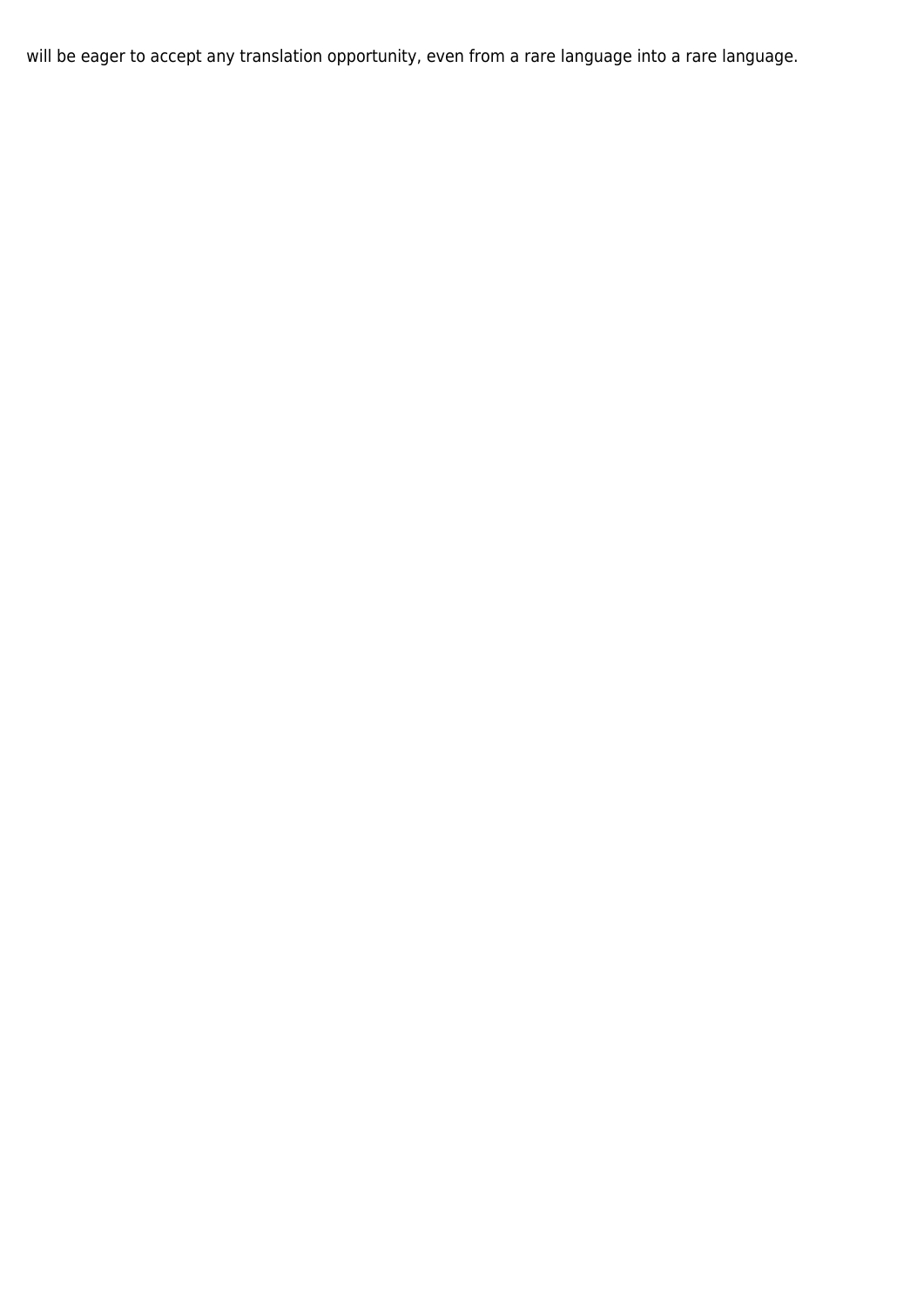will be eager to accept any translation opportunity, even from a rare language into a rare language.